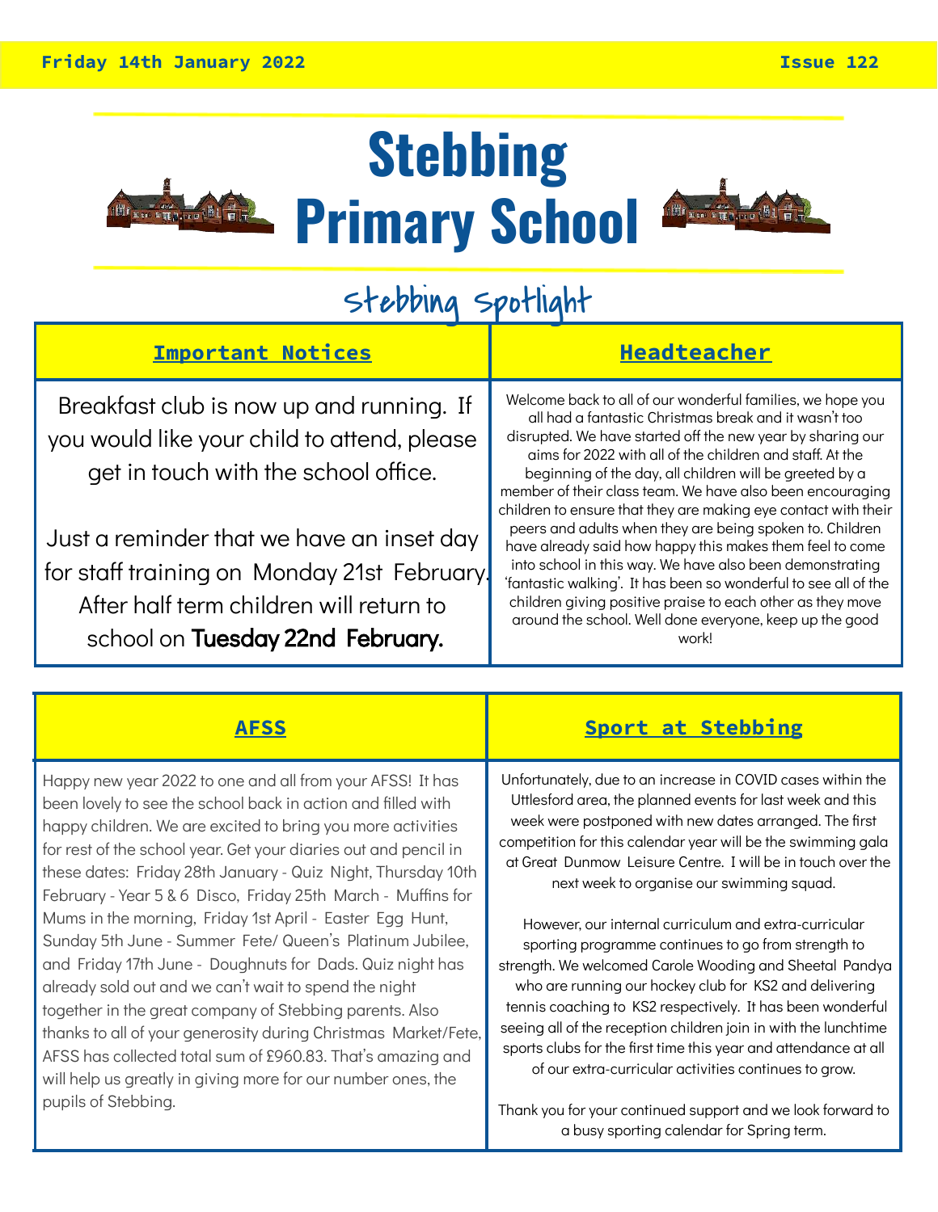Friday 14th January 2022 | Issue 122

# Stebbing Primary School

## Stebbing Spotlight

### Important Notices

Breakfast club is now up and running. If you would like your child to attend, please get in touch with the school office.

Just a reminder that we have an inset day for staff training on Monday 21st February. After half term children will return to school on **Tuesday 22nd February.**

### Headteacher

Welcome back to all of our wonderful families, we hope you all had a fantastic Christmas break and it wasn't too disrupted. We have started off the new year by sharing our aims for 2022 with all of the children and staff. At the beginning of the day, all children will be greeted by a member of their class team. We have also been encouraging children to ensure that they are making eye contact with their peers and adults when they are being spoken to. Children have already said how happy this makes them feel to come into school in this way. We have also been demonstrating 'fantastic walking'. It has been so wonderful to see all of the children giving positive praise to each other as they move around the school. Well done everyone, keep up the good work!

### AFSS

Happy new year 2022 to one and all from your AFSS! It has been lovely to see the school back in action and filled with happy children. We are excited to bring you more activities for rest of the school year. Get your diaries out and pencil in these dates: Friday 28th January - Quiz Night, Thursday 10th February - Year 5 & 6 Disco, Friday 25th March - Muffins for Mums in the morning, Friday 1st April - Easter Egg Hunt, Sunday 5th June - Summer Fete/ Queen's Platinum Jubilee, and Friday 17th June - Doughnuts for Dads. Quiz night has already sold out and we can't wait to spend the night together in the great company of Stebbing parents. Also thanks to all of your generosity during Christmas Market/Fete, AFSS has collected total sum of £960.83. That's amazing and will help us greatly in giving more for our number ones, the pupils of Stebbing.

### Sport at Stebbing

Unfortunately, due to an increase in COVID cases within the Uttlesford area, the planned events for last week and this week were postponed with new dates arranged. The first competition for this calendar year will be the swimming gala at Great Dunmow Leisure Centre. I will be in touch over the next week to organise our swimming squad.

However, our internal curriculum and extra-curricular sporting programme continues to go from strength to strength. We welcomed Carole Wooding and Sheetal Pandya who are running our hockey club for KS2 and delivering tennis coaching to KS2 respectively. It has been wonderful seeing all of the reception children join in with the lunchtime sports clubs for the first time this year and attendance at all of our extra-curricular activities continues to grow.

Thank you for your continued support and we look forward to a busy sporting calendar for Spring term.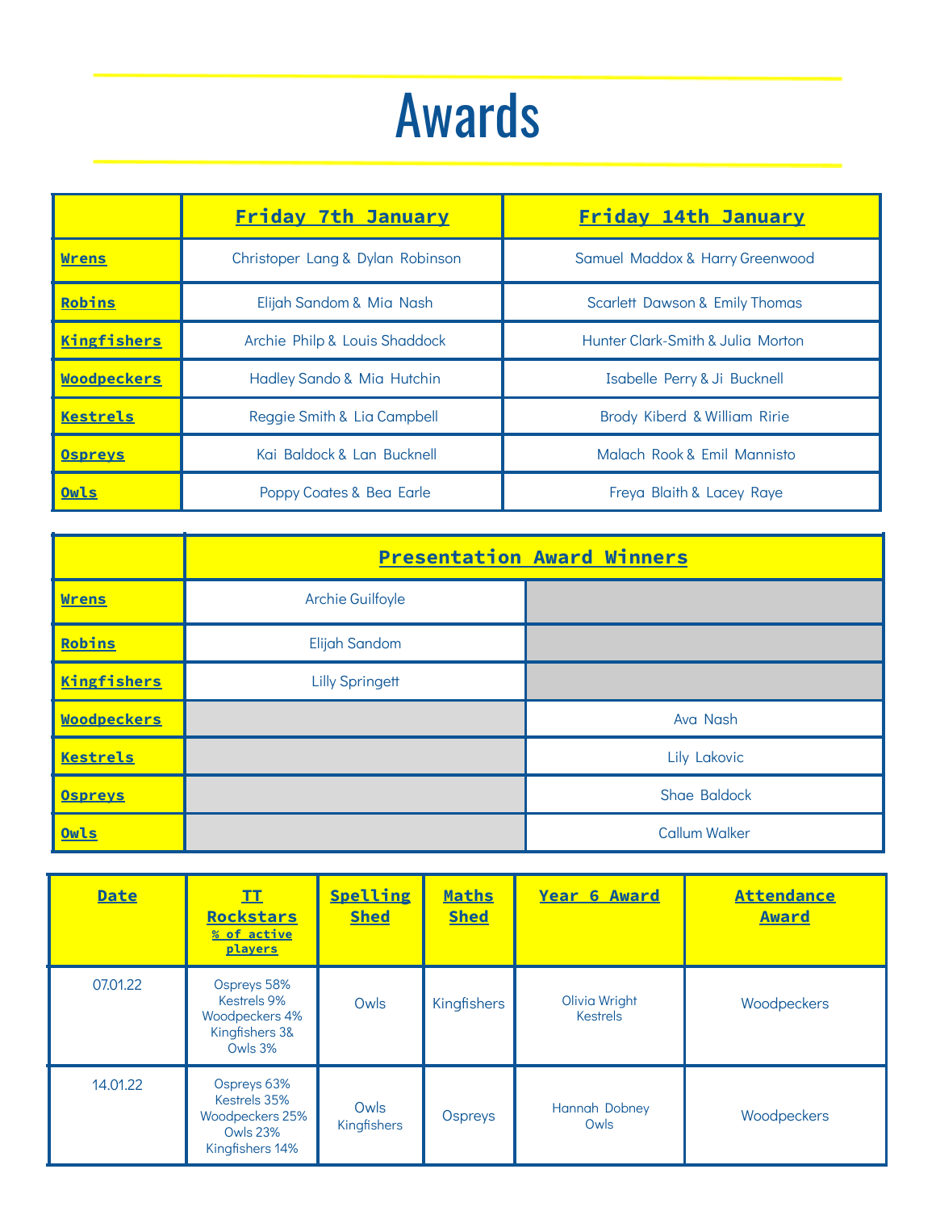# Awards

| | Friday 7th January | Friday 14th January |
|---|---|---|
| Wrens | Christoper Lang & Dylan Robinson | Samuel Maddox & Harry Greenwood |
| Robins | Elijah Sandom & Mia Nash | Scarlett Dawson & Emily Thomas |
| Kingfishers | Archie Philp & Louis Shaddock | Hunter Clark-Smith & Julia Morton |
| Woodpeckers | Hadley Sando & Mia Hutchin | Isabelle Perry & Ji Bucknell |
| Kestrels | Reggie Smith & Lia Campbell | Brody Kiberd & William Ririe |
| Ospreys | Kai Baldock & Lan Bucknell | Malach Rook & Emil Mannisto |
| Owls | Poppy Coates & Bea Earle | Freya Blaith & Lacey Raye |

| | Presentation Award Winners | |
|---|---|---|
| Wrens | Archie Guilfoyle | |
| Robins | Elijah Sandom | |
| Kingfishers | Lilly Springett | |
| Woodpeckers | | Ava Nash |
| Kestrels | | Lily Lakovic |
| Ospreys | | Shae Baldock |
| Owls | | Callum Walker |

| Date | TT Rockstars % of active players | Spelling Shed | Maths Shed | Year 6 Award | Attendance Award |
|---|---|---|---|---|---|
| 07.01.22 | Ospreys 58% Kestrels 9% Woodpeckers 4% Kingfishers 3& Owls 3% | Owls | Kingfishers | Olivia Wright Kestrels | Woodpeckers |
| 14.01.22 | Ospreys 63% Kestrels 35% Woodpeckers 25% Owls 23% Kingfishers 14% | Owls Kingfishers | Ospreys | Hannah Dobney Owls | Woodpeckers |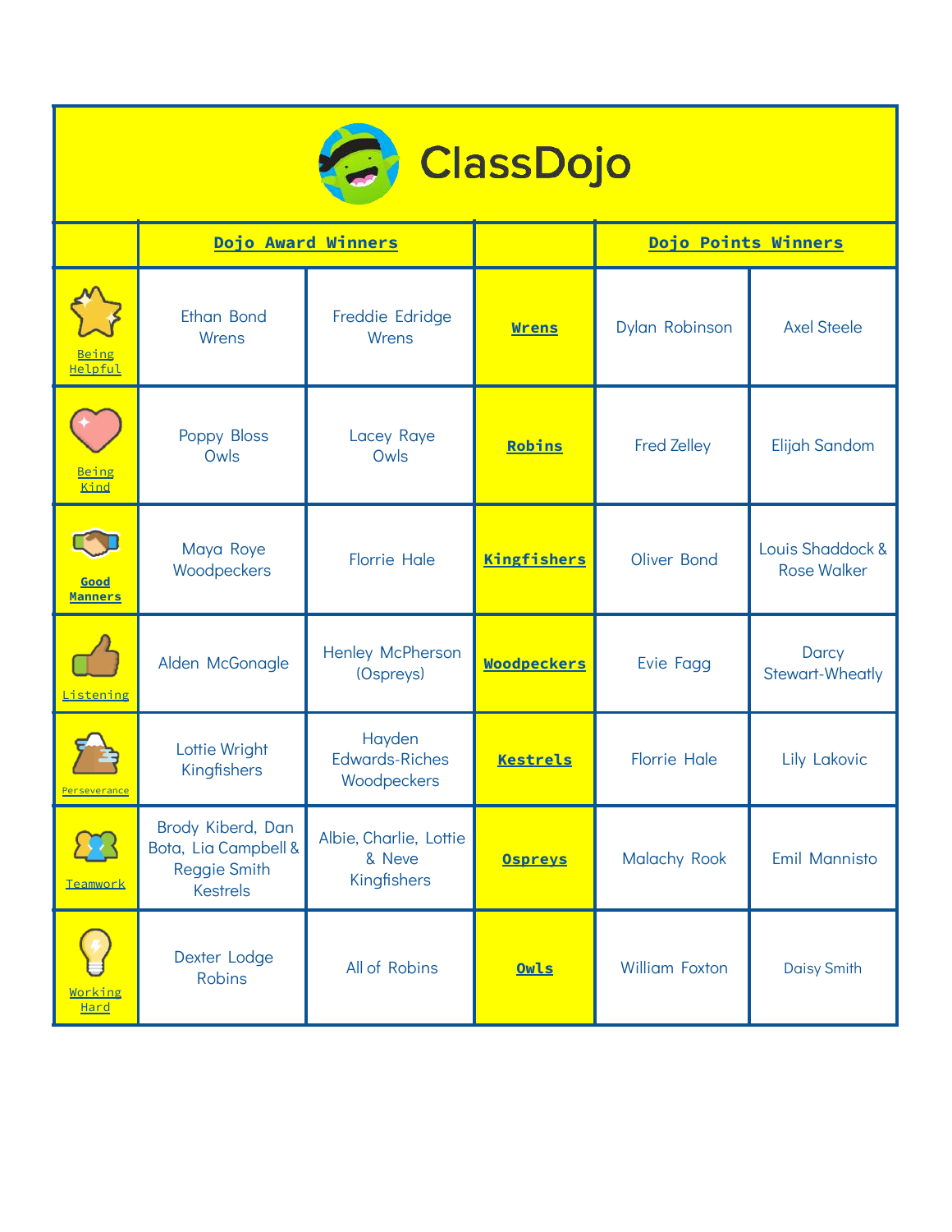# ClassDojo

| | Dojo Award Winners | | | Dojo Points Winners | |
|---|---|---|---|---|---|
| Being Helpful | Ethan Bond Wrens | Freddie Edridge Wrens | **Wrens** | Dylan Robinson | Axel Steele |
| Being Kind | Poppy Bloss Owls | Lacey Raye Owls | **Robins** | Fred Zelley | Elijah Sandom |
| Good Manners | Maya Roye Woodpeckers | Florrie Hale | **Kingfishers** | Oliver Bond | Louis Shaddock & Rose Walker |
| Listening | Alden McGonagle | Henley McPherson (Ospreys) | **Woodpeckers** | Evie Fagg | Darcy Stewart-Wheatly |
| Perseverance | Lottie Wright Kingfishers | Hayden Edwards-Riches Woodpeckers | **Kestrels** | Florrie Hale | Lily Lakovic |
| Teamwork | Brody Kiberd, Dan Bota, Lia Campbell & Reggie Smith Kestrels | Albie, Charlie, Lottie & Neve Kingfishers | **Ospreys** | Malachy Rook | Emil Mannisto |
| Working Hard | Dexter Lodge Robins | All of Robins | **Owls** | William Foxton | Daisy Smith |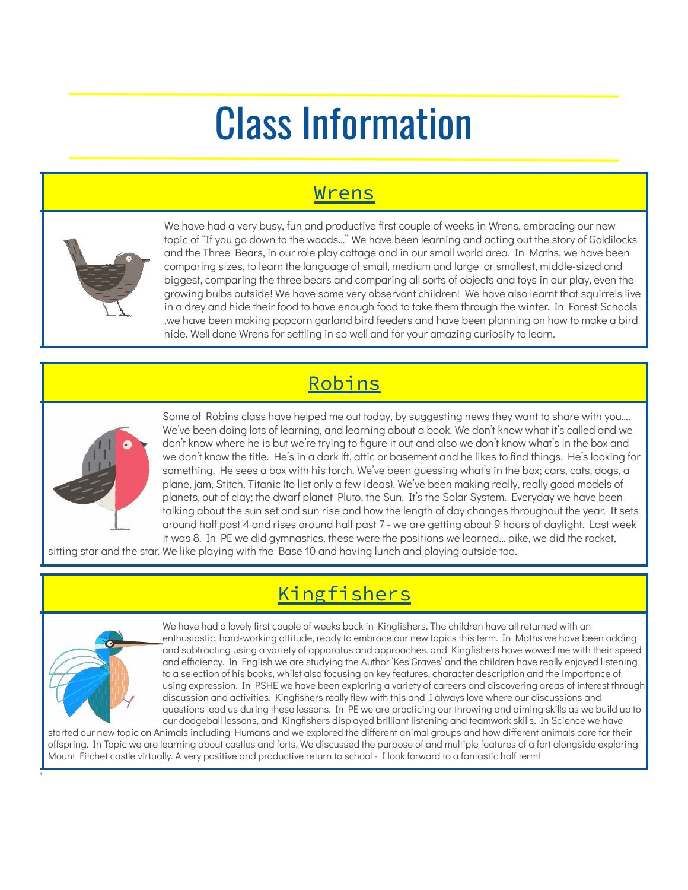# Class Information

## Wrens

We have had a very busy, fun and productive first couple of weeks in Wrens, embracing our new topic of "If you go down to the woods..." We have been learning and acting out the story of Goldilocks and the Three Bears, in our role play cottage and in our small world area. In Maths, we have been comparing sizes, to learn the language of small, medium and large or smallest, middle-sized and biggest, comparing the three bears and comparing all sorts of objects and toys in our play, even the growing bulbs outside! We have some very observant children! We have also learnt that squirrels live in a drey and hide their food to have enough food to take them through the winter. In Forest Schools ,we have been making popcorn garland bird feeders and have been planning on how to make a bird hide. Well done Wrens for settling in so well and for your amazing curiosity to learn.

## Robins

Some of Robins class have helped me out today, by suggesting news they want to share with you.... We've been doing lots of learning, and learning about a book. We don't know what it's called and we don't know where he is but we're trying to figure it out and also we don't know what's in the box and we don't know the title. He's in a dark lft, attic or basement and he likes to find things. He's looking for something. He sees a box with his torch. We've been guessing what's in the box; cars, cats, dogs, a plane, jam, Stitch, Titanic (to list only a few ideas). We've been making really, really good models of planets, out of clay; the dwarf planet Pluto, the Sun. It's the Solar System. Everyday we have been talking about the sun set and sun rise and how the length of day changes throughout the year. It sets around half past 4 and rises around half past 7 - we are getting about 9 hours of daylight. Last week it was 8. In PE we did gymnastics, these were the positions we learned... pike, we did the rocket, sitting star and the star. We like playing with the Base 10 and having lunch and playing outside too.

## Kingfishers

We have had a lovely first couple of weeks back in Kingfishers. The children have all returned with an enthusiastic, hard-working attitude, ready to embrace our new topics this term. In Maths we have been adding and subtracting using a variety of apparatus and approaches. and Kingfishers have wowed me with their speed and efficiency. In English we are studying the Author 'Kes Graves' and the children have really enjoyed listening to a selection of his books, whilst also focusing on key features, character description and the importance of using expression. In PSHE we have been exploring a variety of careers and discovering areas of interest through discussion and activities. Kingfishers really flew with this and I always love where our discussions and questions lead us during these lessons. In PE we are practicing our throwing and aiming skills as we build up to our dodgeball lessons, and Kingfishers displayed brilliant listening and teamwork skills. In Science we have started our new topic on Animals including Humans and we explored the different animal groups and how different animals care for their offspring. In Topic we are learning about castles and forts. We discussed the purpose of and multiple features of a fort alongside exploring Mount Fitchet castle virtually. A very positive and productive return to school - I look forward to a fantastic half term!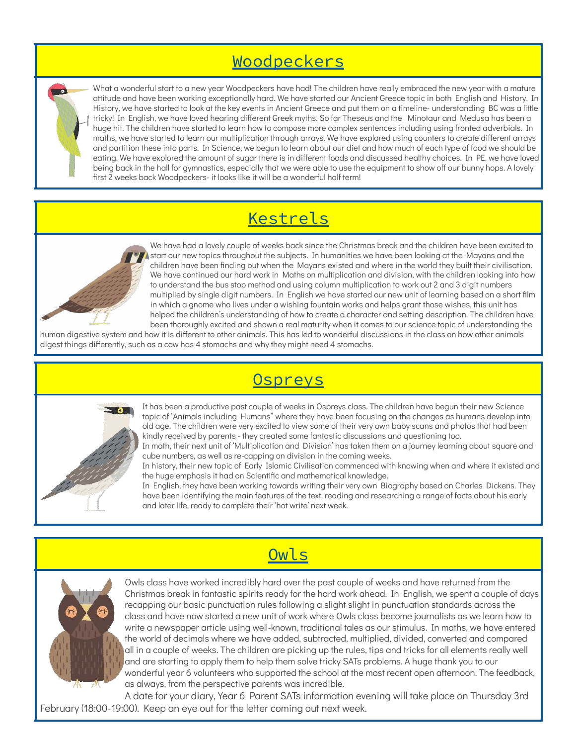## Woodpeckers

What a wonderful start to a new year Woodpeckers have had! The children have really embraced the new year with a mature attitude and have been working exceptionally hard. We have started our Ancient Greece topic in both English and History. In History, we have started to look at the key events in Ancient Greece and put them on a timeline- understanding BC was a little tricky! In English, we have loved hearing different Greek myths. So far Theseus and the Minotaur and Medusa has been a huge hit. The children have started to learn how to compose more complex sentences including using fronted adverbials. In maths, we have started to learn our multiplication through arrays. We have explored using counters to create different arrays and partition these into parts. In Science, we begun to learn about our diet and how much of each type of food we should be eating. We have explored the amount of sugar there is in different foods and discussed healthy choices. In PE, we have loved being back in the hall for gymnastics, especially that we were able to use the equipment to show off our bunny hops. A lovely first 2 weeks back Woodpeckers- it looks like it will be a wonderful half term!

## Kestrels

We have had a lovely couple of weeks back since the Christmas break and the children have been excited to start our new topics throughout the subjects. In humanities we have been looking at the Mayans and the children have been finding out when the Mayans existed and where in the world they built their civilisation. We have continued our hard work in Maths on multiplication and division, with the children looking into how to understand the bus stop method and using column multiplication to work out 2 and 3 digit numbers multiplied by single digit numbers. In English we have started our new unit of learning based on a short film in which a gnome who lives under a wishing fountain works and helps grant those wishes, this unit has helped the children's understanding of how to create a character and setting description. The children have been thoroughly excited and shown a real maturity when it comes to our science topic of understanding the human digestive system and how it is different to other animals. This has led to wonderful discussions in the class on how other animals digest things differently, such as a cow has 4 stomachs and why they might need 4 stomachs.

## Ospreys

It has been a productive past couple of weeks in Ospreys class. The children have begun their new Science topic of "Animals including Humans" where they have been focusing on the changes as humans develop into old age. The children were very excited to view some of their very own baby scans and photos that had been kindly received by parents - they created some fantastic discussions and questioning too.

In math, their next unit of 'Multiplication and Division' has taken them on a journey learning about square and cube numbers, as well as re-capping on division in the coming weeks.

In history, their new topic of Early Islamic Civilisation commenced with knowing when and where it existed and the huge emphasis it had on Scientific and mathematical knowledge.

In English, they have been working towards writing their very own Biography based on Charles Dickens. They have been identifying the main features of the text, reading and researching a range of facts about his early and later life, ready to complete their 'hot write' next week.

## Owls

Owls class have worked incredibly hard over the past couple of weeks and have returned from the Christmas break in fantastic spirits ready for the hard work ahead. In English, we spent a couple of days recapping our basic punctuation rules following a slight slight in punctuation standards across the class and have now started a new unit of work where Owls class become journalists as we learn how to write a newspaper article using well-known, traditional tales as our stimulus. In maths, we have entered the world of decimals where we have added, subtracted, multiplied, divided, converted and compared all in a couple of weeks. The children are picking up the rules, tips and tricks for all elements really well and are starting to apply them to help them solve tricky SATs problems. A huge thank you to our wonderful year 6 volunteers who supported the school at the most recent open afternoon. The feedback, as always, from the perspective parents was incredible.

A date for your diary, Year 6 Parent SATs information evening will take place on Thursday 3rd February (18:00-19:00). Keep an eye out for the letter coming out next week.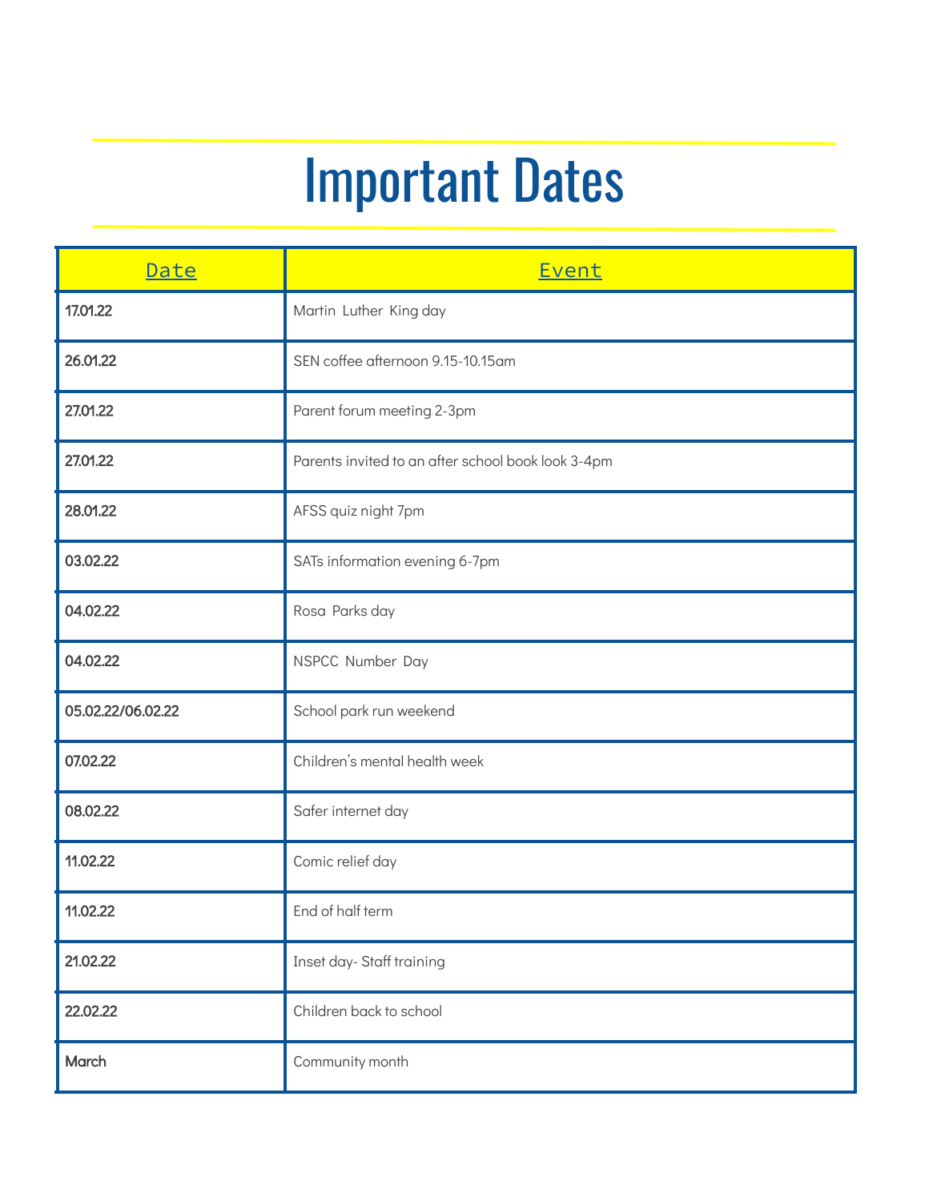# Important Dates

| Date | Event |
|---|---|
| 17.01.22 | Martin Luther King day |
| 26.01.22 | SEN coffee afternoon 9.15-10.15am |
| 27.01.22 | Parent forum meeting 2-3pm |
| 27.01.22 | Parents invited to an after school book look 3-4pm |
| 28.01.22 | AFSS quiz night 7pm |
| 03.02.22 | SATs information evening 6-7pm |
| 04.02.22 | Rosa Parks day |
| 04.02.22 | NSPCC Number Day |
| 05.02.22/06.02.22 | School park run weekend |
| 07.02.22 | Children's mental health week |
| 08.02.22 | Safer internet day |
| 11.02.22 | Comic relief day |
| 11.02.22 | End of half term |
| 21.02.22 | Inset day- Staff training |
| 22.02.22 | Children back to school |
| March | Community month |